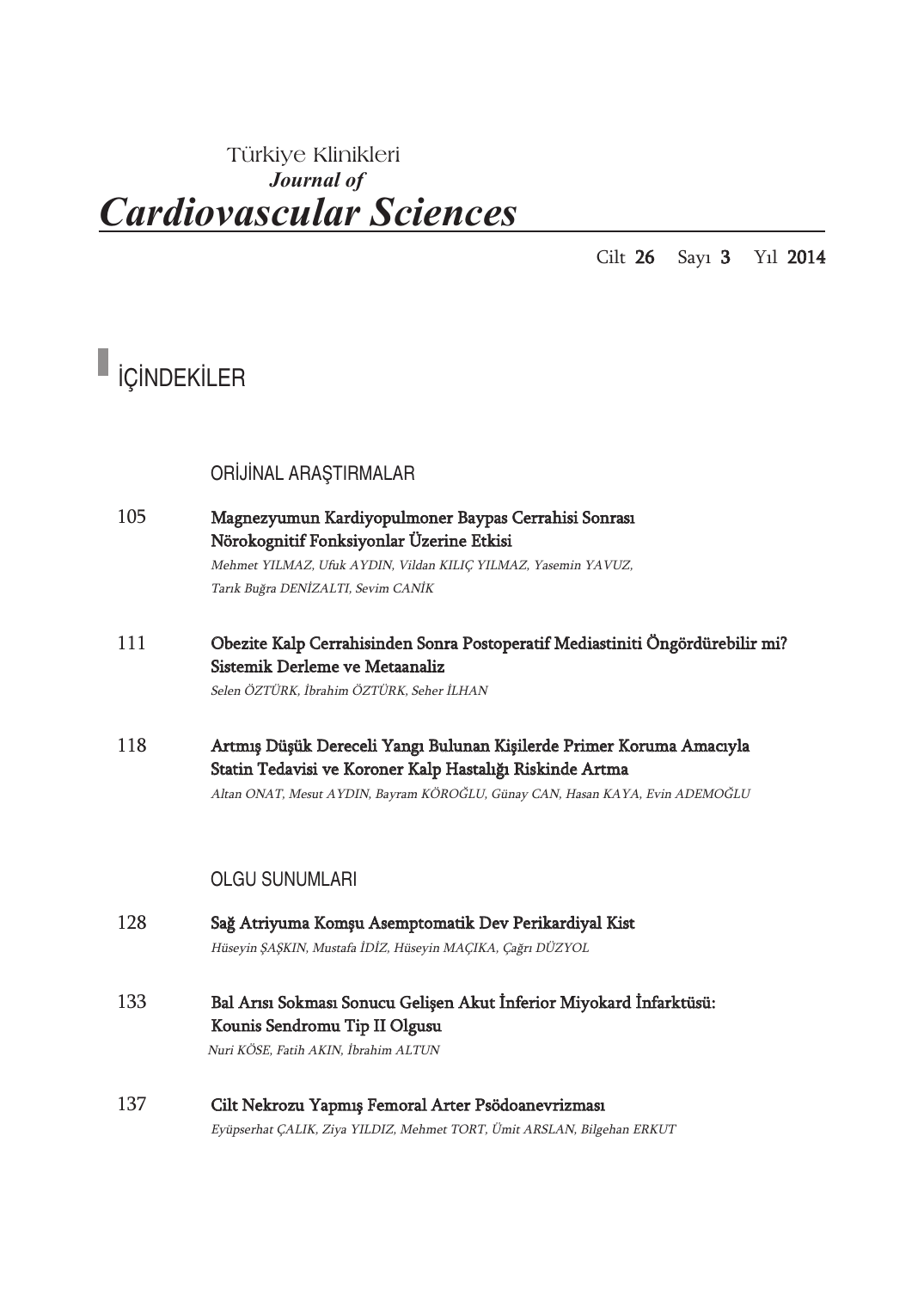Türkiye Klinikleri

***Journal of***

# *Cardiovascular Sciences*

Cilt **26** Sayı **3** Yıl **2014**

## İÇİNDEKİLER

### ORİJİNAL ARAŞTIRMALAR

105 **Magnezyumun Kardiyopulmoner Baypas Cerrahisi Sonrası Nörokognitif Fonksiyonlar Üzerine Etkisi**
*Mehmet YILMAZ, Ufuk AYDIN, Vildan KILIÇ YILMAZ, Yasemin YAVUZ, Tarık Buğra DENİZALTI, Sevim CANİK*

111 **Obezite Kalp Cerrahisinden Sonra Postoperatif Mediastiniti Öngördürebilir mi? Sistemik Derleme ve Metaanaliz**
*Selen ÖZTÜRK, İbrahim ÖZTÜRK, Seher İLHAN*

118 **Artmış Düşük Dereceli Yangı Bulunan Kişilerde Primer Koruma Amacıyla Statin Tedavisi ve Koroner Kalp Hastalığı Riskinde Artma**
*Altan ONAT, Mesut AYDIN, Bayram KÖROĞLU, Günay CAN, Hasan KAYA, Evin ADEMOĞLU*

### OLGU SUNUMLARI

128 **Sağ Atriyuma Komşu Asemptomatik Dev Perikardiyal Kist**
*Hüseyin ŞAŞKIN, Mustafa İDİZ, Hüseyin MAÇIKA, Çağrı DÜZYOL*

133 **Bal Arısı Sokması Sonucu Gelişen Akut İnferior Miyokard İnfarktüsü: Kounis Sendromu Tip II Olgusu**
*Nuri KÖSE, Fatih AKIN, İbrahim ALTUN*

137 **Cilt Nekrozu Yapmış Femoral Arter Psödoanevrizması**
*Eyüpserhat ÇALIK, Ziya YILDIZ, Mehmet TORT, Ümit ARSLAN, Bilgehan ERKUT*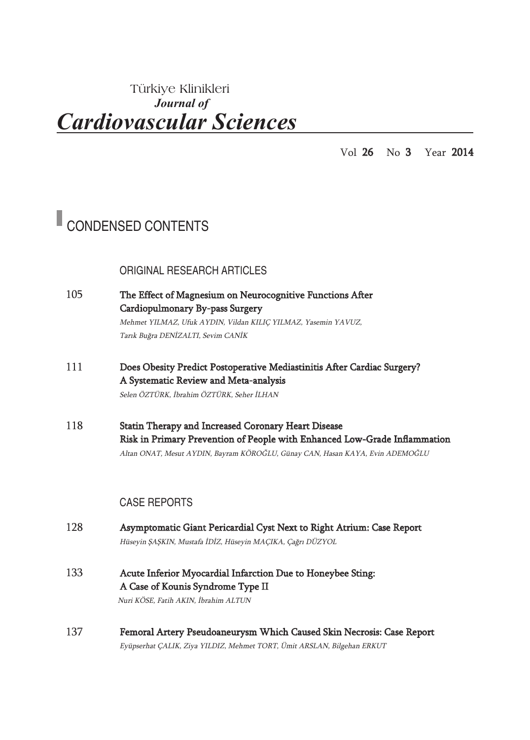Türkiye Klinikleri

*Journal of*

# *Cardiovascular Sciences*

Vol **26** No **3** Year **2014**

## CONDENSED CONTENTS

### ORIGINAL RESEARCH ARTICLES

105 **The Effect of Magnesium on Neurocognitive Functions After Cardiopulmonary By-pass Surgery**
*Mehmet YILMAZ, Ufuk AYDIN, Vildan KILIÇ YILMAZ, Yasemin YAVUZ, Tarık Buğra DENİZALTI, Sevim CANİK*

111 **Does Obesity Predict Postoperative Mediastinitis After Cardiac Surgery? A Systematic Review and Meta-analysis**
*Selen ÖZTÜRK, İbrahim ÖZTÜRK, Seher İLHAN*

118 **Statin Therapy and Increased Coronary Heart Disease Risk in Primary Prevention of People with Enhanced Low-Grade Inflammation**
*Altan ONAT, Mesut AYDIN, Bayram KÖROĞLU, Günay CAN, Hasan KAYA, Evin ADEMOĞLU*

### CASE REPORTS

128 **Asymptomatic Giant Pericardial Cyst Next to Right Atrium: Case Report**
*Hüseyin ŞAŞKIN, Mustafa İDİZ, Hüseyin MAÇIKA, Çağrı DÜZYOL*

133 **Acute Inferior Myocardial Infarction Due to Honeybee Sting: A Case of Kounis Syndrome Type II**
*Nuri KÖSE, Fatih AKIN, İbrahim ALTUN*

137 **Femoral Artery Pseudoaneurysm Which Caused Skin Necrosis: Case Report**
*Eyüpserhat ÇALIK, Ziya YILDIZ, Mehmet TORT, Ümit ARSLAN, Bilgehan ERKUT*